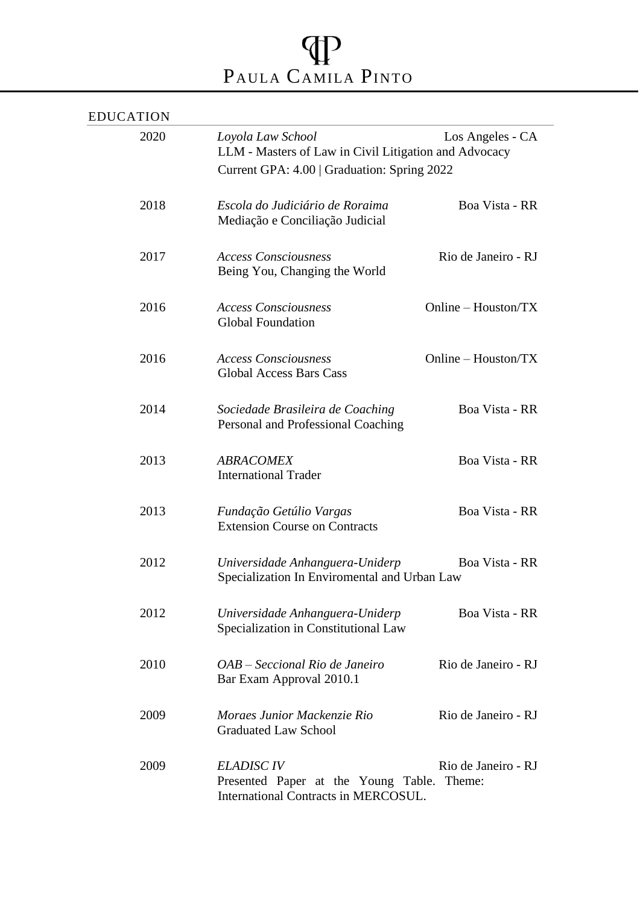# PAULA CAMILA PINTO

## EDUCATION

| Year | Institution / Program | Location |
|---|---|---|
| 2020 | *Loyola Law School*<br>LLM - Masters of Law in Civil Litigation and Advocacy<br>Current GPA: 4.00 \| Graduation: Spring 2022 | Los Angeles - CA |
| 2018 | *Escola do Judiciário de Roraima*<br>Mediação e Conciliação Judicial | Boa Vista - RR |
| 2017 | *Access Consciousness*<br>Being You, Changing the World | Rio de Janeiro - RJ |
| 2016 | *Access Consciousness*<br>Global Foundation | Online – Houston/TX |
| 2016 | *Access Consciousness*<br>Global Access Bars Cass | Online – Houston/TX |
| 2014 | *Sociedade Brasileira de Coaching*<br>Personal and Professional Coaching | Boa Vista - RR |
| 2013 | *ABRACOMEX*<br>International Trader | Boa Vista - RR |
| 2013 | *Fundação Getúlio Vargas*<br>Extension Course on Contracts | Boa Vista - RR |
| 2012 | *Universidade Anhanguera-Uniderp*<br>Specialization In Enviromental and Urban Law | Boa Vista - RR |
| 2012 | *Universidade Anhanguera-Uniderp*<br>Specialization in Constitutional Law | Boa Vista - RR |
| 2010 | *OAB – Seccional Rio de Janeiro*<br>Bar Exam Approval 2010.1 | Rio de Janeiro - RJ |
| 2009 | *Moraes Junior Mackenzie Rio*<br>Graduated Law School | Rio de Janeiro - RJ |
| 2009 | *ELADISC IV*<br>Presented Paper at the Young Table. Theme: International Contracts in MERCOSUL. | Rio de Janeiro - RJ |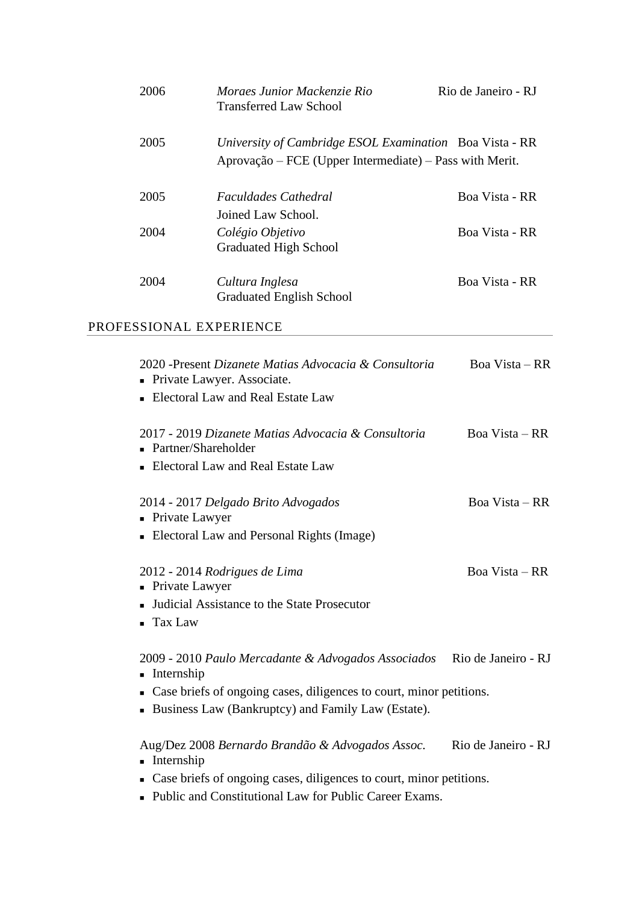2006 *Moraes Junior Mackenzie Rio* Rio de Janeiro - RJ
Transferred Law School

2005 *University of Cambridge ESOL Examination* Boa Vista - RR
Aprovação – FCE (Upper Intermediate) – Pass with Merit.

2005 *Faculdades Cathedral* Boa Vista - RR
Joined Law School.

2004 *Colégio Objetivo* Boa Vista - RR
Graduated High School

2004 *Cultura Inglesa* Boa Vista - RR
Graduated English School

## PROFESSIONAL EXPERIENCE

2020 -Present *Dizanete Matias Advocacia & Consultoria* Boa Vista – RR

- Private Lawyer. Associate.
- Electoral Law and Real Estate Law

2017 - 2019 *Dizanete Matias Advocacia & Consultoria* Boa Vista – RR

- Partner/Shareholder
- Electoral Law and Real Estate Law

2014 - 2017 *Delgado Brito Advogados* Boa Vista – RR

- Private Lawyer
- Electoral Law and Personal Rights (Image)

2012 - 2014 *Rodrigues de Lima* Boa Vista – RR

- Private Lawyer
- Judicial Assistance to the State Prosecutor
- Tax Law

2009 - 2010 *Paulo Mercadante & Advogados Associados* Rio de Janeiro - RJ

- Internship
- Case briefs of ongoing cases, diligences to court, minor petitions.
- Business Law (Bankruptcy) and Family Law (Estate).

Aug/Dez 2008 *Bernardo Brandão & Advogados Assoc.* Rio de Janeiro - RJ

- Internship
- Case briefs of ongoing cases, diligences to court, minor petitions.
- Public and Constitutional Law for Public Career Exams.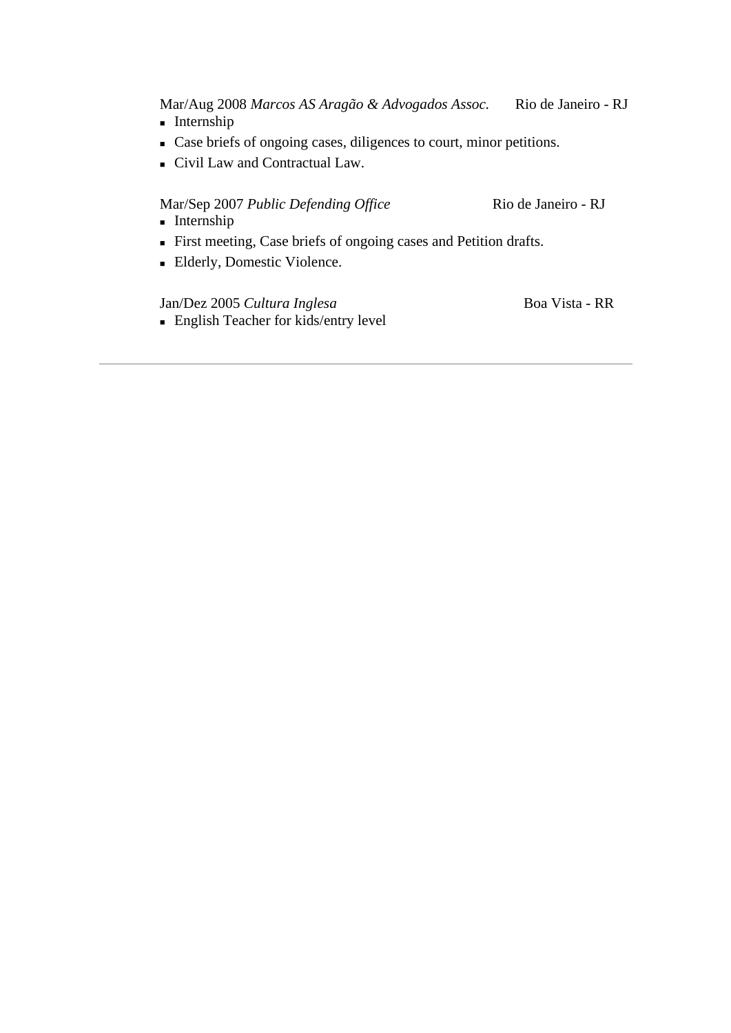Mar/Aug 2008 *Marcos AS Aragão & Advogados Assoc.* Rio de Janeiro - RJ

- Internship
- Case briefs of ongoing cases, diligences to court, minor petitions.
- Civil Law and Contractual Law.

Mar/Sep 2007 *Public Defending Office* Rio de Janeiro - RJ

- Internship
- First meeting, Case briefs of ongoing cases and Petition drafts.
- Elderly, Domestic Violence.

Jan/Dez 2005 *Cultura Inglesa* Boa Vista - RR

- English Teacher for kids/entry level

---